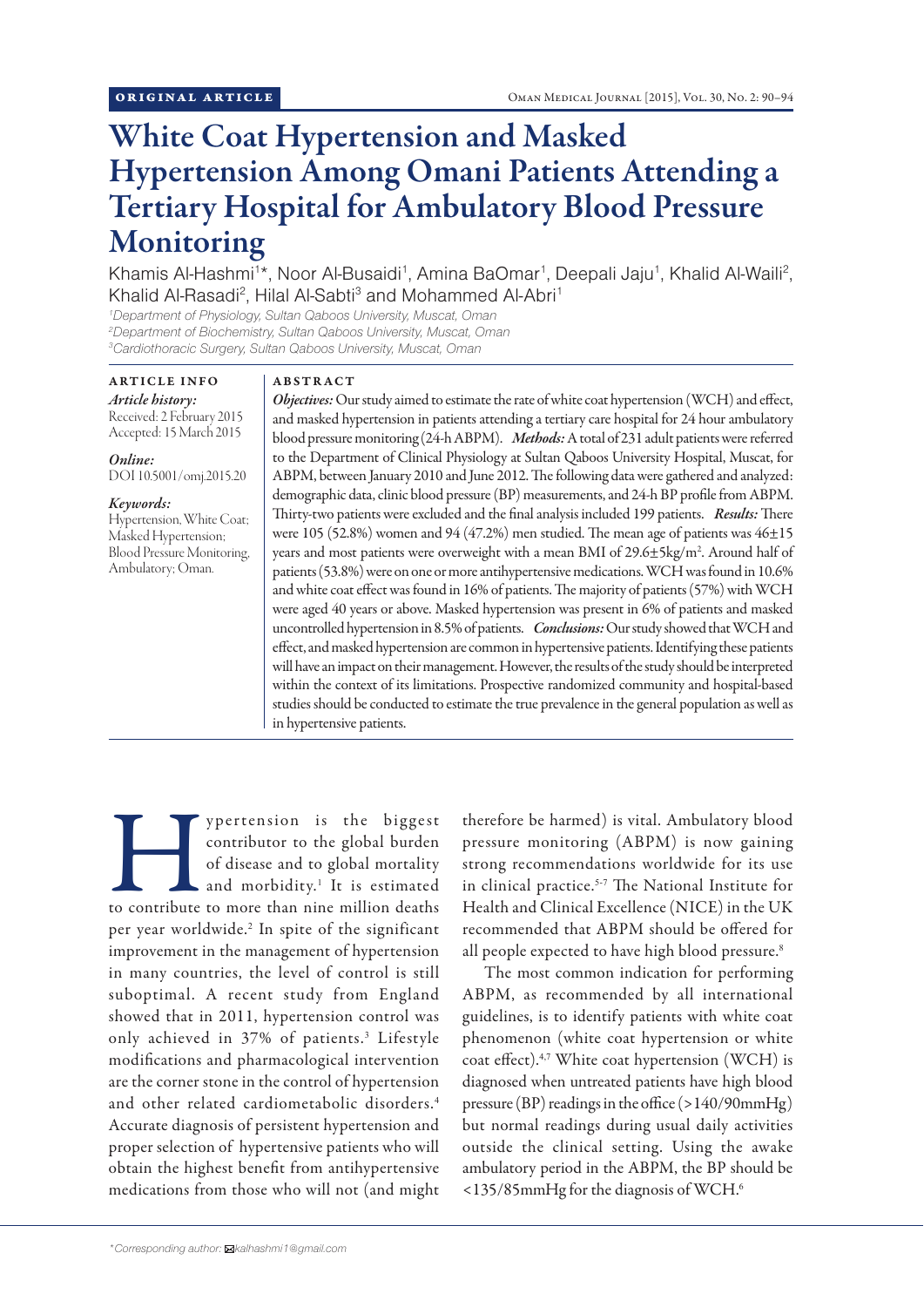ORIGINAL ARTICLE

# White Coat Hypertension and Masked Hypertension Among Omani Patients Attending a Tertiary Hospital for Ambulatory Blood Pressure Monitoring

Khamis Al-Hashmi[1]*, Noor Al-Busaidi[1], Amina BaOmar[1], Deepali Jaju[1], Khalid Al-Waili[2], Khalid Al-Rasadi[2], Hilal Al-Sabti[3] and Mohammed Al-Abri[1]

[1]*Department of Physiology, Sultan Qaboos University, Muscat, Oman*
[2]*Department of Biochemistry, Sultan Qaboos University, Muscat, Oman*
[3]*Cardiothoracic Surgery, Sultan Qaboos University, Muscat, Oman*

**ARTICLE INFO**

*Article history:*
Received: 2 February 2015
Accepted: 15 March 2015

*Online:*
DOI 10.5001/omj.2015.20

*Keywords:*
Hypertension, White Coat; Masked Hypertension; Blood Pressure Monitoring, Ambulatory; Oman.

**ABSTRACT**

***Objectives:*** Our study aimed to estimate the rate of white coat hypertension (WCH) and effect, and masked hypertension in patients attending a tertiary care hospital for 24 hour ambulatory blood pressure monitoring (24-h ABPM). ***Methods:*** A total of 231 adult patients were referred to the Department of Clinical Physiology at Sultan Qaboos University Hospital, Muscat, for ABPM, between January 2010 and June 2012. The following data were gathered and analyzed: demographic data, clinic blood pressure (BP) measurements, and 24-h BP profile from ABPM. Thirty-two patients were excluded and the final analysis included 199 patients. ***Results:*** There were 105 (52.8%) women and 94 (47.2%) men studied. The mean age of patients was 46±15 years and most patients were overweight with a mean BMI of 29.6±5kg/m$^2$. Around half of patients (53.8%) were on one or more antihypertensive medications. WCH was found in 10.6% and white coat effect was found in 16% of patients. The majority of patients (57%) with WCH were aged 40 years or above. Masked hypertension was present in 6% of patients and masked uncontrolled hypertension in 8.5% of patients. ***Conclusions:*** Our study showed that WCH and effect, and masked hypertension are common in hypertensive patients. Identifying these patients will have an impact on their management. However, the results of the study should be interpreted within the context of its limitations. Prospective randomized community and hospital-based studies should be conducted to estimate the true prevalence in the general population as well as in hypertensive patients.

Hypertension is the biggest contributor to the global burden of disease and to global mortality and morbidity.[1] It is estimated to contribute to more than nine million deaths per year worldwide.[2] In spite of the significant improvement in the management of hypertension in many countries, the level of control is still suboptimal. A recent study from England showed that in 2011, hypertension control was only achieved in 37% of patients.[3] Lifestyle modifications and pharmacological intervention are the corner stone in the control of hypertension and other related cardiometabolic disorders.[4] Accurate diagnosis of persistent hypertension and proper selection of hypertensive patients who will obtain the highest benefit from antihypertensive medications from those who will not (and might therefore be harmed) is vital. Ambulatory blood pressure monitoring (ABPM) is now gaining strong recommendations worldwide for its use in clinical practice.[5-7] The National Institute for Health and Clinical Excellence (NICE) in the UK recommended that ABPM should be offered for all people expected to have high blood pressure.[8]

The most common indication for performing ABPM, as recommended by all international guidelines, is to identify patients with white coat phenomenon (white coat hypertension or white coat effect).[4,7] White coat hypertension (WCH) is diagnosed when untreated patients have high blood pressure (BP) readings in the office (>140/90mmHg) but normal readings during usual daily activities outside the clinical setting. Using the awake ambulatory period in the ABPM, the BP should be <135/85mmHg for the diagnosis of WCH.[6]

*\*Corresponding author: kalhashmi1@gmail.com*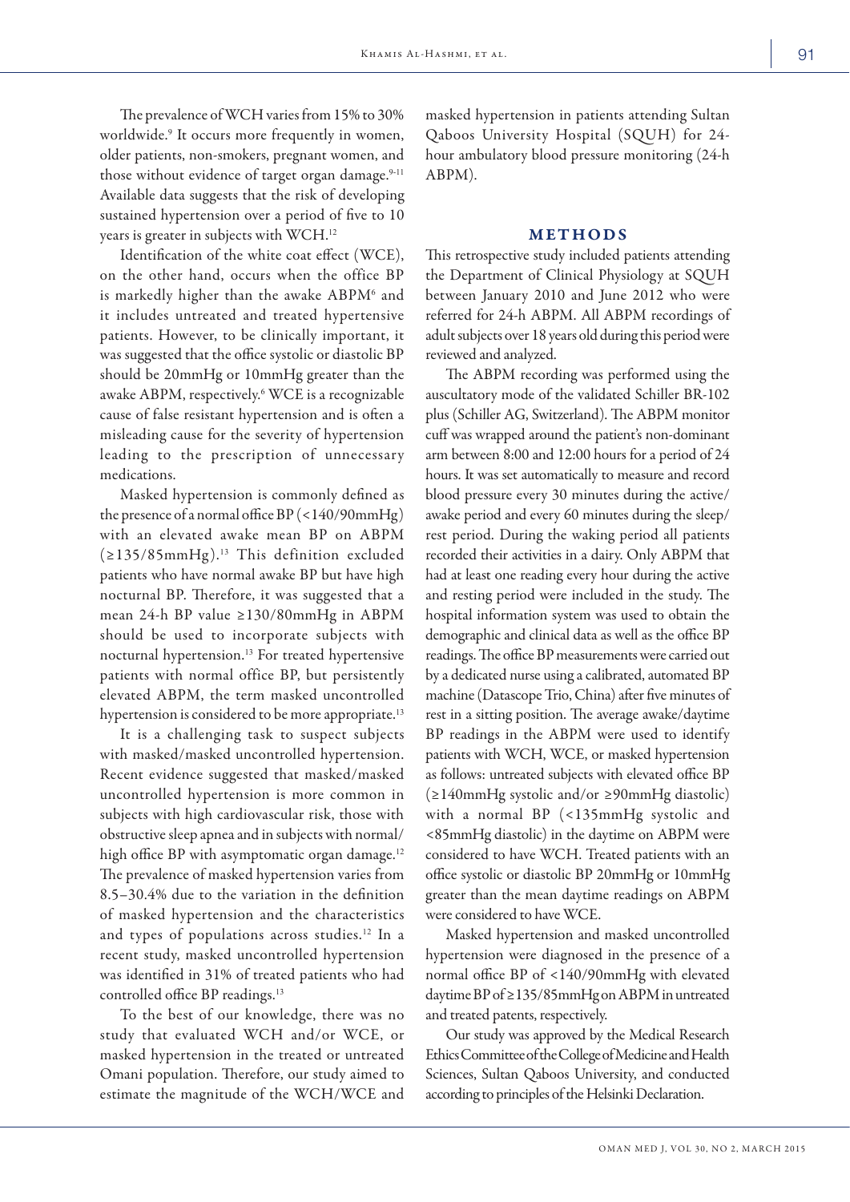The prevalence of WCH varies from 15% to 30% worldwide.[9] It occurs more frequently in women, older patients, non-smokers, pregnant women, and those without evidence of target organ damage.[9-11] Available data suggests that the risk of developing sustained hypertension over a period of five to 10 years is greater in subjects with WCH.[12]

Identification of the white coat effect (WCE), on the other hand, occurs when the office BP is markedly higher than the awake ABPM[6] and it includes untreated and treated hypertensive patients. However, to be clinically important, it was suggested that the office systolic or diastolic BP should be 20mmHg or 10mmHg greater than the awake ABPM, respectively.[6] WCE is a recognizable cause of false resistant hypertension and is often a misleading cause for the severity of hypertension leading to the prescription of unnecessary medications.

Masked hypertension is commonly defined as the presence of a normal office BP (<140/90mmHg) with an elevated awake mean BP on ABPM (≥135/85mmHg).[13] This definition excluded patients who have normal awake BP but have high nocturnal BP. Therefore, it was suggested that a mean 24-h BP value ≥130/80mmHg in ABPM should be used to incorporate subjects with nocturnal hypertension.[13] For treated hypertensive patients with normal office BP, but persistently elevated ABPM, the term masked uncontrolled hypertension is considered to be more appropriate.[13]

It is a challenging task to suspect subjects with masked/masked uncontrolled hypertension. Recent evidence suggested that masked/masked uncontrolled hypertension is more common in subjects with high cardiovascular risk, those with obstructive sleep apnea and in subjects with normal/high office BP with asymptomatic organ damage.[12] The prevalence of masked hypertension varies from 8.5–30.4% due to the variation in the definition of masked hypertension and the characteristics and types of populations across studies.[12] In a recent study, masked uncontrolled hypertension was identified in 31% of treated patients who had controlled office BP readings.[13]

To the best of our knowledge, there was no study that evaluated WCH and/or WCE, or masked hypertension in the treated or untreated Omani population. Therefore, our study aimed to estimate the magnitude of the WCH/WCE and masked hypertension in patients attending Sultan Qaboos University Hospital (SQUH) for 24-hour ambulatory blood pressure monitoring (24-h ABPM).

## METHODS

This retrospective study included patients attending the Department of Clinical Physiology at SQUH between January 2010 and June 2012 who were referred for 24-h ABPM. All ABPM recordings of adult subjects over 18 years old during this period were reviewed and analyzed.

The ABPM recording was performed using the auscultatory mode of the validated Schiller BR-102 plus (Schiller AG, Switzerland). The ABPM monitor cuff was wrapped around the patient's non-dominant arm between 8:00 and 12:00 hours for a period of 24 hours. It was set automatically to measure and record blood pressure every 30 minutes during the active/awake period and every 60 minutes during the sleep/rest period. During the waking period all patients recorded their activities in a dairy. Only ABPM that had at least one reading every hour during the active and resting period were included in the study. The hospital information system was used to obtain the demographic and clinical data as well as the office BP readings. The office BP measurements were carried out by a dedicated nurse using a calibrated, automated BP machine (Datascope Trio, China) after five minutes of rest in a sitting position. The average awake/daytime BP readings in the ABPM were used to identify patients with WCH, WCE, or masked hypertension as follows: untreated subjects with elevated office BP (≥140mmHg systolic and/or ≥90mmHg diastolic) with a normal BP (<135mmHg systolic and <85mmHg diastolic) in the daytime on ABPM were considered to have WCH. Treated patients with an office systolic or diastolic BP 20mmHg or 10mmHg greater than the mean daytime readings on ABPM were considered to have WCE.

Masked hypertension and masked uncontrolled hypertension were diagnosed in the presence of a normal office BP of <140/90mmHg with elevated daytime BP of ≥135/85mmHg on ABPM in untreated and treated patents, respectively.

Our study was approved by the Medical Research Ethics Committee of the College of Medicine and Health Sciences, Sultan Qaboos University, and conducted according to principles of the Helsinki Declaration.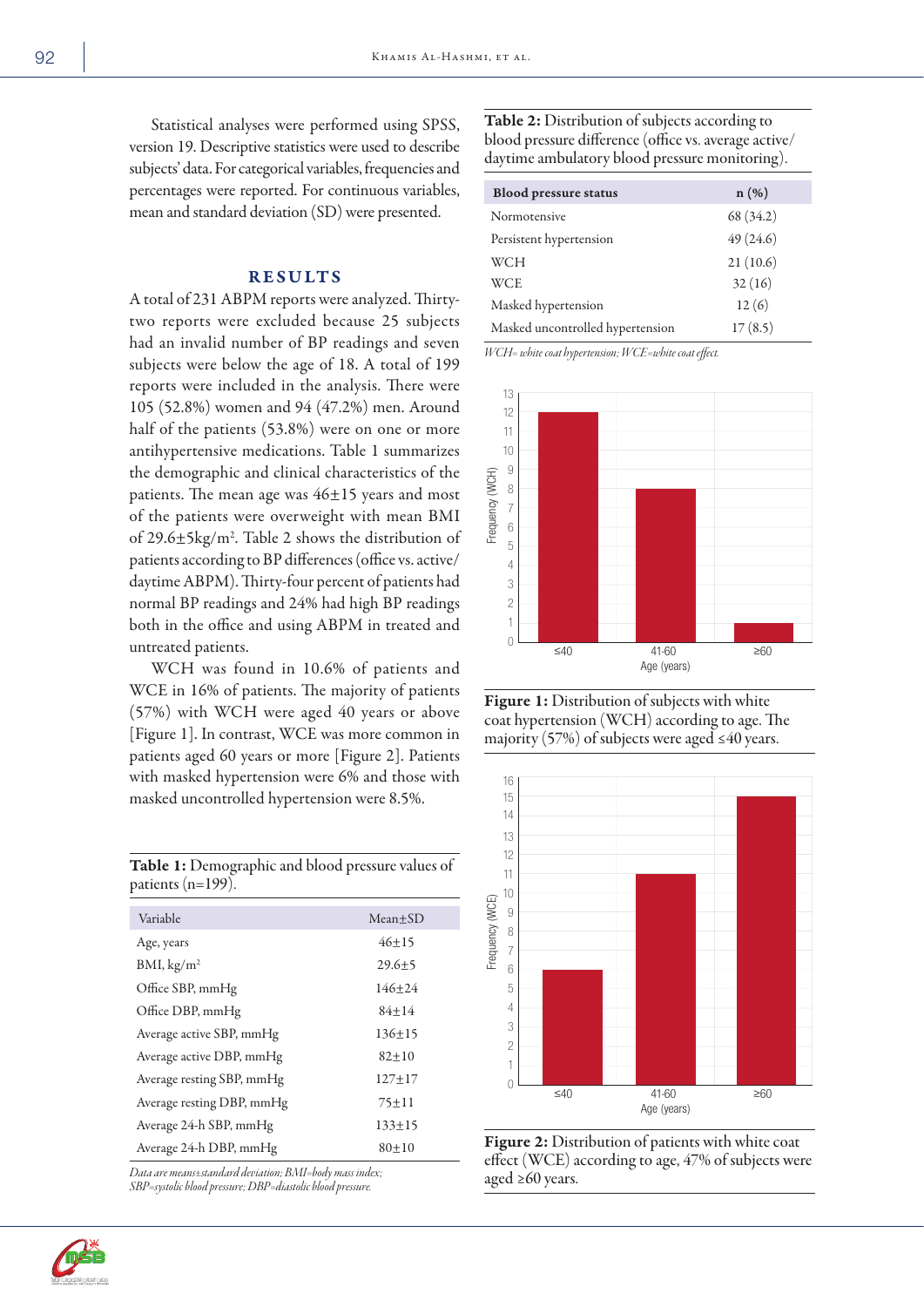Statistical analyses were performed using SPSS, version 19. Descriptive statistics were used to describe subjects' data. For categorical variables, frequencies and percentages were reported. For continuous variables, mean and standard deviation (SD) were presented.

## RESULTS

A total of 231 ABPM reports were analyzed. Thirty-two reports were excluded because 25 subjects had an invalid number of BP readings and seven subjects were below the age of 18. A total of 199 reports were included in the analysis. There were 105 (52.8%) women and 94 (47.2%) men. Around half of the patients (53.8%) were on one or more antihypertensive medications. Table 1 summarizes the demographic and clinical characteristics of the patients. The mean age was 46±15 years and most of the patients were overweight with mean BMI of 29.6±5kg/m$^2$. Table 2 shows the distribution of patients according to BP differences (office vs. active/daytime ABPM). Thirty-four percent of patients had normal BP readings and 24% had high BP readings both in the office and using ABPM in treated and untreated patients.

WCH was found in 10.6% of patients and WCE in 16% of patients. The majority of patients (57%) with WCH were aged 40 years or above [Figure 1]. In contrast, WCE was more common in patients aged 60 years or more [Figure 2]. Patients with masked hypertension were 6% and those with masked uncontrolled hypertension were 8.5%.

**Table 1:** Demographic and blood pressure values of patients (n=199).

| Variable | Mean±SD |
|---|---|
| Age, years | 46±15 |
| BMI, kg/m$^2$ | 29.6±5 |
| Office SBP, mmHg | 146±24 |
| Office DBP, mmHg | 84±14 |
| Average active SBP, mmHg | 136±15 |
| Average active DBP, mmHg | 82±10 |
| Average resting SBP, mmHg | 127±17 |
| Average resting DBP, mmHg | 75±11 |
| Average 24-h SBP, mmHg | 133±15 |
| Average 24-h DBP, mmHg | 80±10 |

*Data are means±standard deviation; BMI=body mass index; SBP=systolic blood pressure; DBP=diastolic blood pressure.*

**Table 2:** Distribution of subjects according to blood pressure difference (office vs. average active/daytime ambulatory blood pressure monitoring).

| Blood pressure status | n (%) |
|---|---|
| Normotensive | 68 (34.2) |
| Persistent hypertension | 49 (24.6) |
| WCH | 21 (10.6) |
| WCE | 32 (16) |
| Masked hypertension | 12 (6) |
| Masked uncontrolled hypertension | 17 (8.5) |

*WCH= white coat hypertension; WCE=white coat effect.*

**Figure 1:** Distribution of subjects with white coat hypertension (WCH) according to age. The majority (57%) of subjects were aged ≤40 years.

**Figure 2:** Distribution of patients with white coat effect (WCE) according to age, 47% of subjects were aged ≥60 years.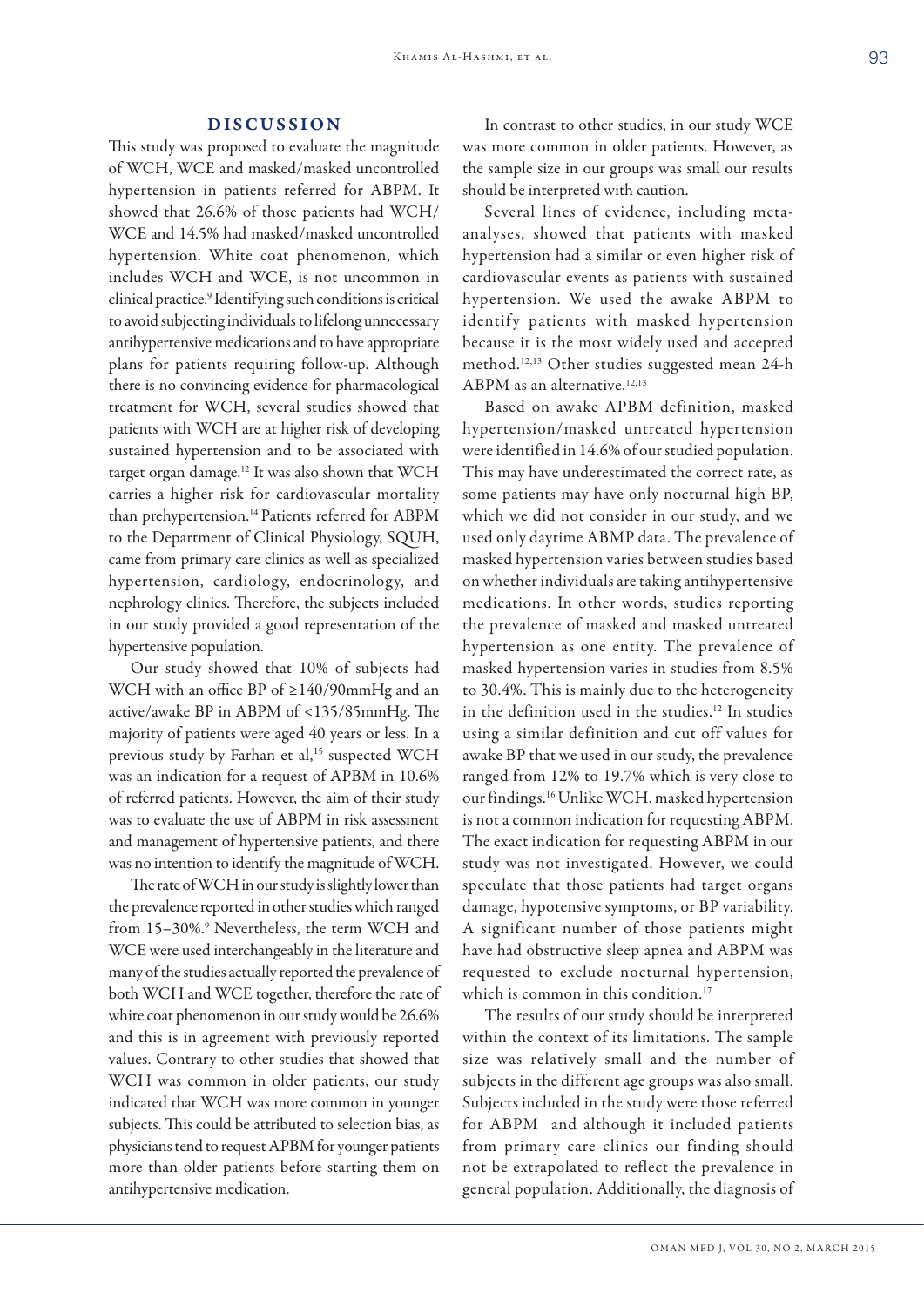## DISCUSSION

This study was proposed to evaluate the magnitude of WCH, WCE and masked/masked uncontrolled hypertension in patients referred for ABPM. It showed that 26.6% of those patients had WCH/WCE and 14.5% had masked/masked uncontrolled hypertension. White coat phenomenon, which includes WCH and WCE, is not uncommon in clinical practice.[9] Identifying such conditions is critical to avoid subjecting individuals to lifelong unnecessary antihypertensive medications and to have appropriate plans for patients requiring follow-up. Although there is no convincing evidence for pharmacological treatment for WCH, several studies showed that patients with WCH are at higher risk of developing sustained hypertension and to be associated with target organ damage.[12] It was also shown that WCH carries a higher risk for cardiovascular mortality than prehypertension.[14] Patients referred for ABPM to the Department of Clinical Physiology, SQUH, came from primary care clinics as well as specialized hypertension, cardiology, endocrinology, and nephrology clinics. Therefore, the subjects included in our study provided a good representation of the hypertensive population.

Our study showed that 10% of subjects had WCH with an office BP of ≥140/90mmHg and an active/awake BP in ABPM of <135/85mmHg. The majority of patients were aged 40 years or less. In a previous study by Farhan et al,[15] suspected WCH was an indication for a request of APBM in 10.6% of referred patients. However, the aim of their study was to evaluate the use of ABPM in risk assessment and management of hypertensive patients, and there was no intention to identify the magnitude of WCH.

The rate of WCH in our study is slightly lower than the prevalence reported in other studies which ranged from 15–30%.[9] Nevertheless, the term WCH and WCE were used interchangeably in the literature and many of the studies actually reported the prevalence of both WCH and WCE together, therefore the rate of white coat phenomenon in our study would be 26.6% and this is in agreement with previously reported values. Contrary to other studies that showed that WCH was common in older patients, our study indicated that WCH was more common in younger subjects. This could be attributed to selection bias, as physicians tend to request APBM for younger patients more than older patients before starting them on antihypertensive medication.

In contrast to other studies, in our study WCE was more common in older patients. However, as the sample size in our groups was small our results should be interpreted with caution.

Several lines of evidence, including meta-analyses, showed that patients with masked hypertension had a similar or even higher risk of cardiovascular events as patients with sustained hypertension. We used the awake ABPM to identify patients with masked hypertension because it is the most widely used and accepted method.[12,13] Other studies suggested mean 24-h ABPM as an alternative.[12,13]

Based on awake APBM definition, masked hypertension/masked untreated hypertension were identified in 14.6% of our studied population. This may have underestimated the correct rate, as some patients may have only nocturnal high BP, which we did not consider in our study, and we used only daytime ABMP data. The prevalence of masked hypertension varies between studies based on whether individuals are taking antihypertensive medications. In other words, studies reporting the prevalence of masked and masked untreated hypertension as one entity. The prevalence of masked hypertension varies in studies from 8.5% to 30.4%. This is mainly due to the heterogeneity in the definition used in the studies.[12] In studies using a similar definition and cut off values for awake BP that we used in our study, the prevalence ranged from 12% to 19.7% which is very close to our findings.[16] Unlike WCH, masked hypertension is not a common indication for requesting ABPM. The exact indication for requesting ABPM in our study was not investigated. However, we could speculate that those patients had target organs damage, hypotensive symptoms, or BP variability. A significant number of those patients might have had obstructive sleep apnea and ABPM was requested to exclude nocturnal hypertension, which is common in this condition.[17]

The results of our study should be interpreted within the context of its limitations. The sample size was relatively small and the number of subjects in the different age groups was also small. Subjects included in the study were those referred for ABPM and although it included patients from primary care clinics our finding should not be extrapolated to reflect the prevalence in general population. Additionally, the diagnosis of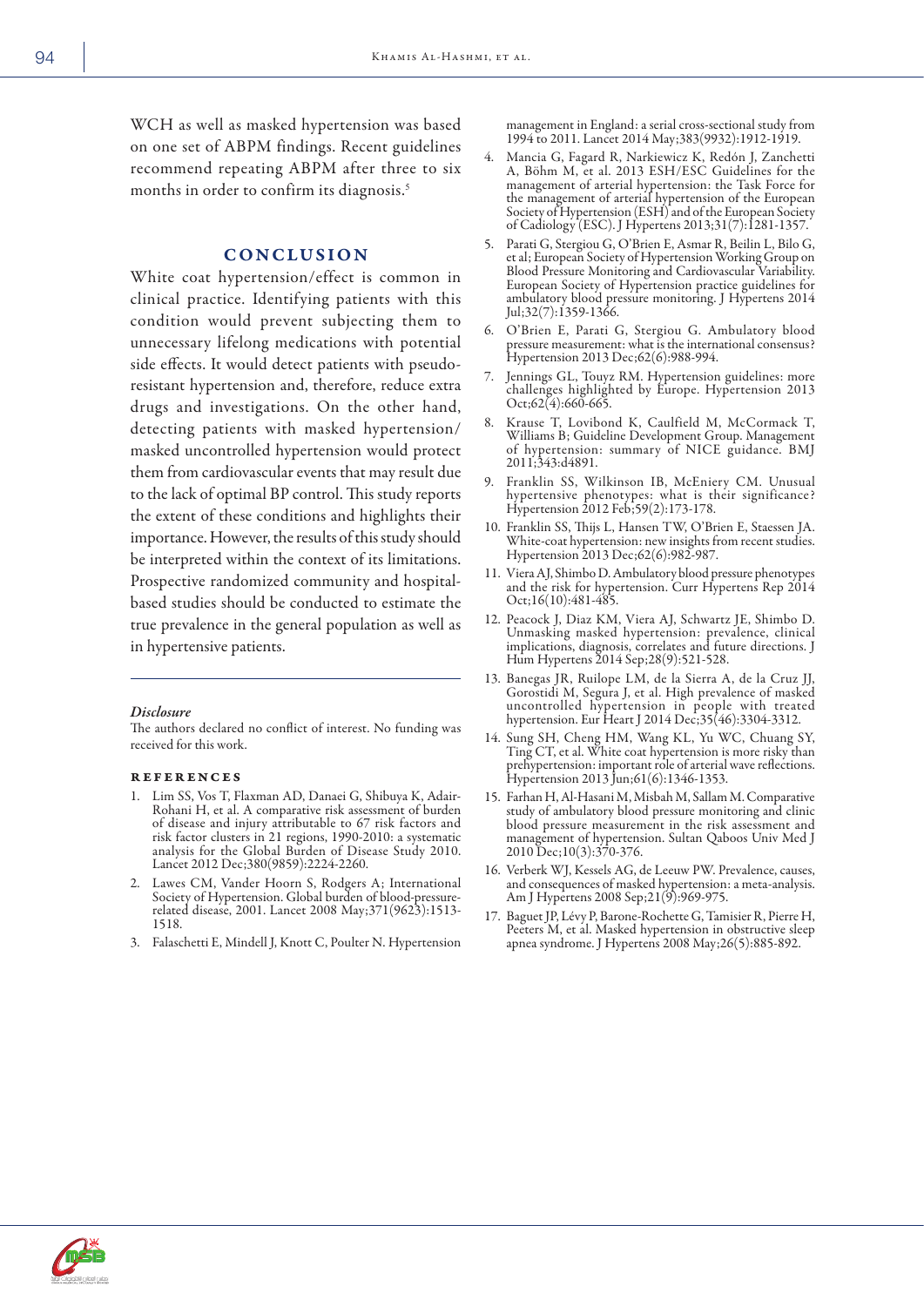WCH as well as masked hypertension was based on one set of ABPM findings. Recent guidelines recommend repeating ABPM after three to six months in order to confirm its diagnosis.[5]

## Conclusion

White coat hypertension/effect is common in clinical practice. Identifying patients with this condition would prevent subjecting them to unnecessary lifelong medications with potential side effects. It would detect patients with pseudo-resistant hypertension and, therefore, reduce extra drugs and investigations. On the other hand, detecting patients with masked hypertension/masked uncontrolled hypertension would protect them from cardiovascular events that may result due to the lack of optimal BP control. This study reports the extent of these conditions and highlights their importance. However, the results of this study should be interpreted within the context of its limitations. Prospective randomized community and hospital-based studies should be conducted to estimate the true prevalence in the general population as well as in hypertensive patients.

### *Disclosure*

The authors declared no conflict of interest. No funding was received for this work.

## References

1. Lim SS, Vos T, Flaxman AD, Danaei G, Shibuya K, Adair-Rohani H, et al. A comparative risk assessment of burden of disease and injury attributable to 67 risk factors and risk factor clusters in 21 regions, 1990-2010: a systematic analysis for the Global Burden of Disease Study 2010. Lancet 2012 Dec;380(9859):2224-2260.
2. Lawes CM, Vander Hoorn S, Rodgers A; International Society of Hypertension. Global burden of blood-pressure-related disease, 2001. Lancet 2008 May;371(9623):1513-1518.
3. Falaschetti E, Mindell J, Knott C, Poulter N. Hypertension management in England: a serial cross-sectional study from 1994 to 2011. Lancet 2014 May;383(9932):1912-1919.
4. Mancia G, Fagard R, Narkiewicz K, Redón J, Zanchetti A, Böhm M, et al. 2013 ESH/ESC Guidelines for the management of arterial hypertension: the Task Force for the management of arterial hypertension of the European Society of Hypertension (ESH) and of the European Society of Cadiology (ESC). J Hypertens 2013;31(7):1281-1357.
5. Parati G, Stergiou G, O'Brien E, Asmar R, Beilin L, Bilo G, et al; European Society of Hypertension Working Group on Blood Pressure Monitoring and Cardiovascular Variability. European Society of Hypertension practice guidelines for ambulatory blood pressure monitoring. J Hypertens 2014 Jul;32(7):1359-1366.
6. O'Brien E, Parati G, Stergiou G. Ambulatory blood pressure measurement: what is the international consensus? Hypertension 2013 Dec;62(6):988-994.
7. Jennings GL, Touyz RM. Hypertension guidelines: more challenges highlighted by Europe. Hypertension 2013 Oct;62(4):660-665.
8. Krause T, Lovibond K, Caulfield M, McCormack T, Williams B; Guideline Development Group. Management of hypertension: summary of NICE guidance. BMJ 2011;343:d4891.
9. Franklin SS, Wilkinson IB, McEniery CM. Unusual hypertensive phenotypes: what is their significance? Hypertension 2012 Feb;59(2):173-178.
10. Franklin SS, Thijs L, Hansen TW, O'Brien E, Staessen JA. White-coat hypertension: new insights from recent studies. Hypertension 2013 Dec;62(6):982-987.
11. Viera AJ, Shimbo D. Ambulatory blood pressure phenotypes and the risk for hypertension. Curr Hypertens Rep 2014 Oct;16(10):481-485.
12. Peacock J, Diaz KM, Viera AJ, Schwartz JE, Shimbo D. Unmasking masked hypertension: prevalence, clinical implications, diagnosis, correlates and future directions. J Hum Hypertens 2014 Sep;28(9):521-528.
13. Banegas JR, Ruilope LM, de la Sierra A, de la Cruz JJ, Gorostidi M, Segura J, et al. High prevalence of masked uncontrolled hypertension in people with treated hypertension. Eur Heart J 2014 Dec;35(46):3304-3312.
14. Sung SH, Cheng HM, Wang KL, Yu WC, Chuang SY, Ting CT, et al. White coat hypertension is more risky than prehypertension: important role of arterial wave reflections. Hypertension 2013 Jun;61(6):1346-1353.
15. Farhan H, Al-Hasani M, Misbah M, Sallam M. Comparative study of ambulatory blood pressure monitoring and clinic blood pressure measurement in the risk assessment and management of hypertension. Sultan Qaboos Univ Med J 2010 Dec;10(3):370-376.
16. Verberk WJ, Kessels AG, de Leeuw PW. Prevalence, causes, and consequences of masked hypertension: a meta-analysis. Am J Hypertens 2008 Sep;21(9):969-975.
17. Baguet JP, Lévy P, Barone-Rochette G, Tamisier R, Pierre H, Peeters M, et al. Masked hypertension in obstructive sleep apnea syndrome. J Hypertens 2008 May;26(5):885-892.